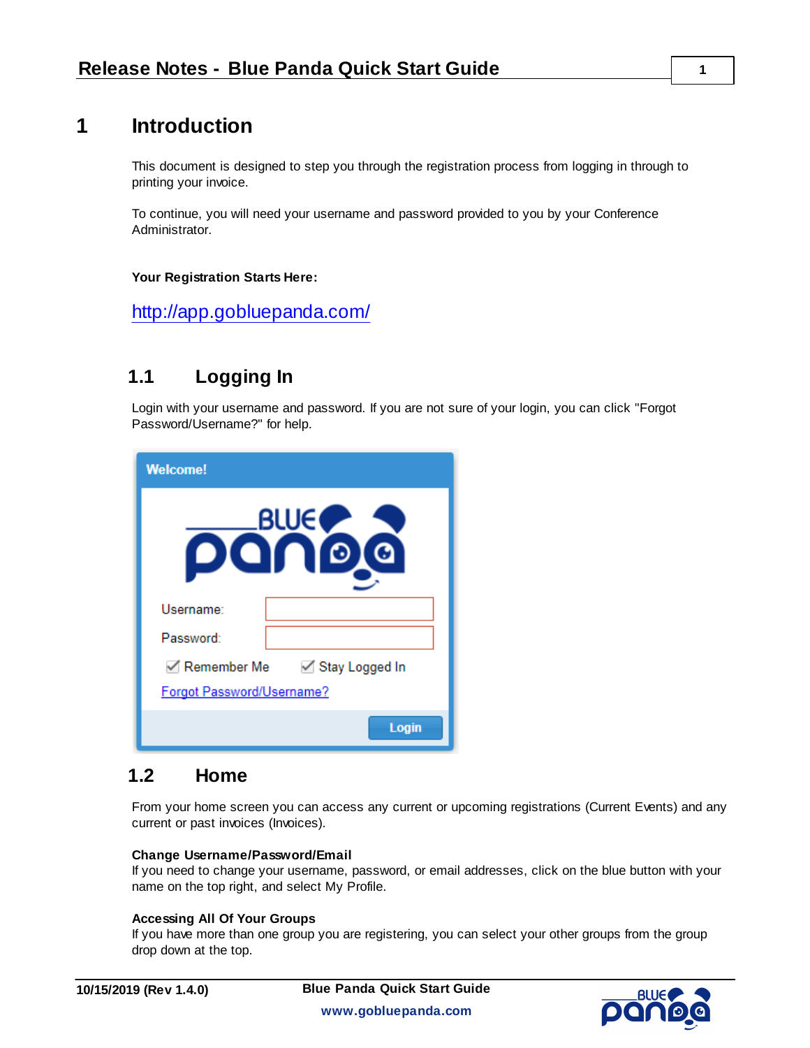# 1 Introduction

This document is designed to step you through the registration process from logging in through to printing your invoice.

To continue, you will need your username and password provided to you by your Conference Administrator.

**Your Registration Starts Here:**

http://app.gobluepanda.com/

## 1.1 Logging In

Login with your username and password. If you are not sure of your login, you can click "Forgot Password/Username?" for help.

## 1.2 Home

From your home screen you can access any current or upcoming registrations (Current Events) and any current or past invoices (Invoices).

**Change Username/Password/Email**
If you need to change your username, password, or email addresses, click on the blue button with your name on the top right, and select My Profile.

**Accessing All Of Your Groups**
If you have more than one group you are registering, you can select your other groups from the group drop down at the top.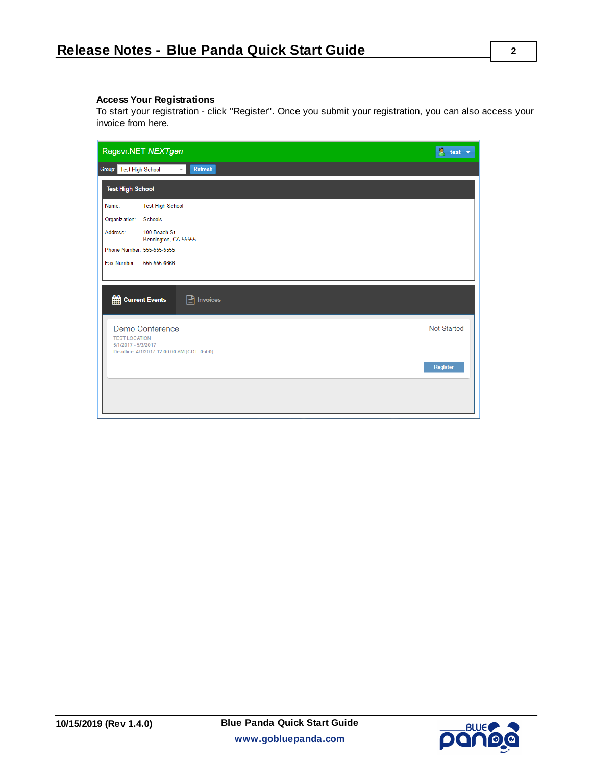### Access Your Registrations

To start your registration - click "Register". Once you submit your registration, you can also access your invoice from here.

Regsvr.NET *NEXTgen*

test

Group: Test High School Refresh

**Test High School**

Name: Test High School

Organization: Schools

Address: 100 Beach St.
Bennington, CA 55555

Phone Number: 555-555-5555

Fax Number: 555-555-6666

**Current Events** Invoices

Demo Conference

TEST LOCATION

5/1/2017 - 5/3/2017

Deadline 4/1/2017 12:00:00 AM (CDT -0500)

Not Started

Register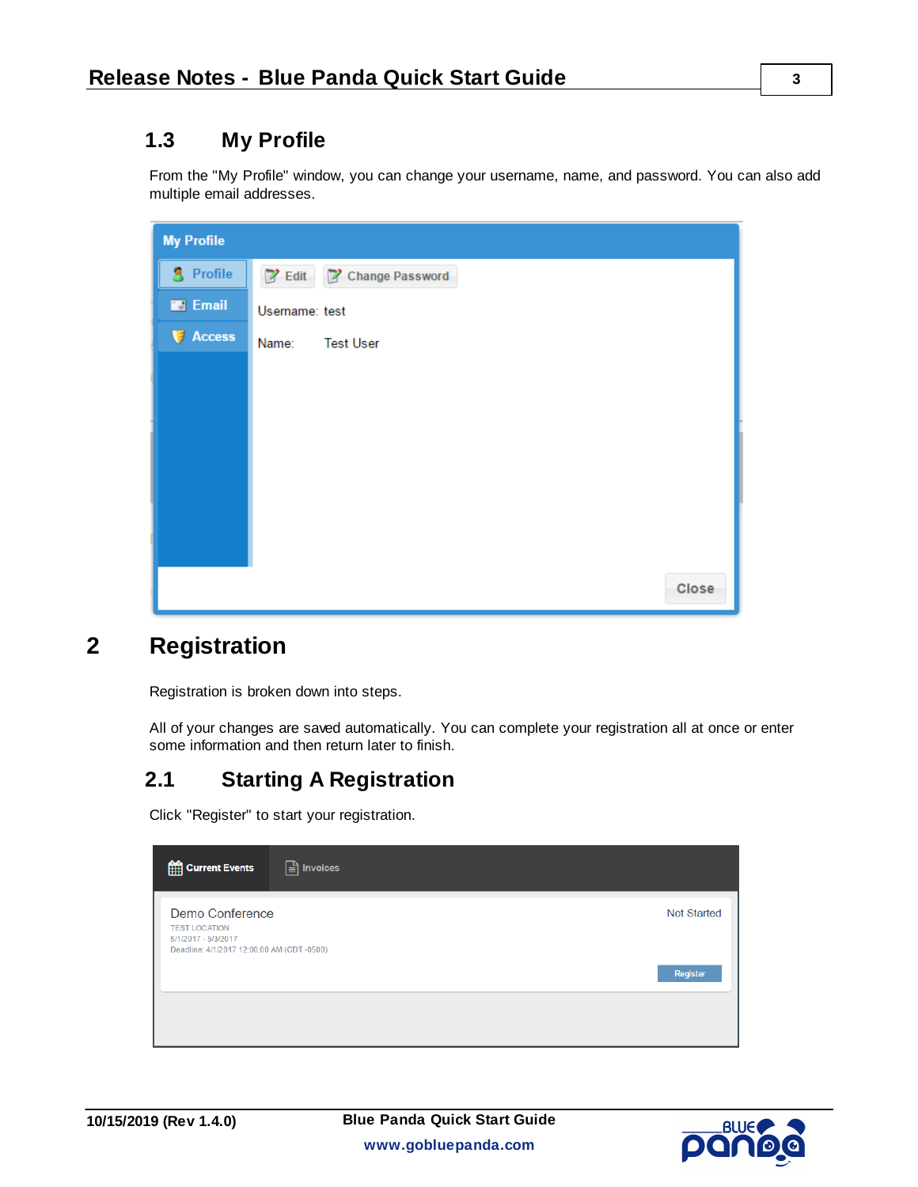## 1.3 My Profile

From the "My Profile" window, you can change your username, name, and password. You can also add multiple email addresses.

# 2 Registration

Registration is broken down into steps.

All of your changes are saved automatically. You can complete your registration all at once or enter some information and then return later to finish.

## 2.1 Starting A Registration

Click "Register" to start your registration.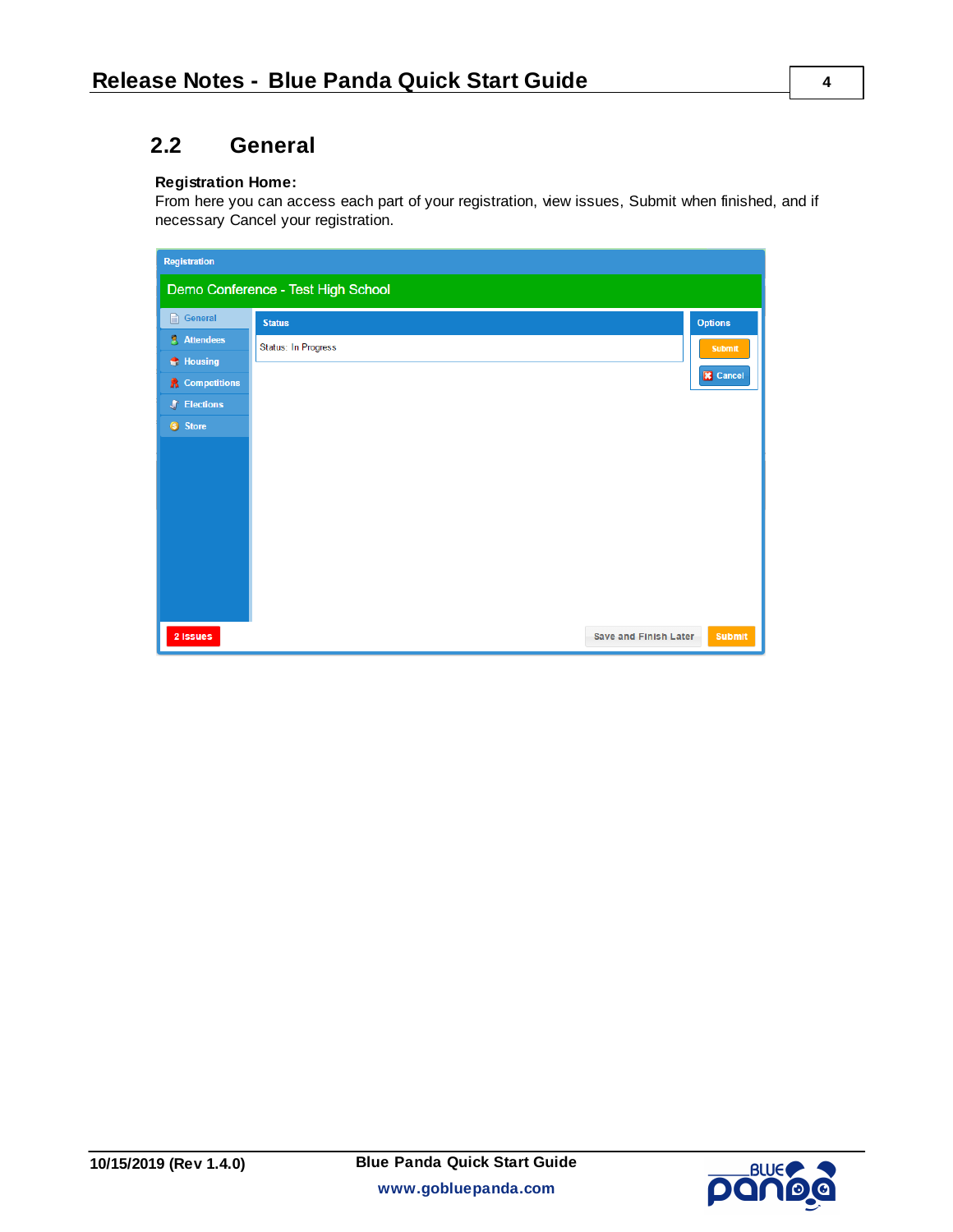## 2.2 General

**Registration Home:**
From here you can access each part of your registration, view issues, Submit when finished, and if necessary Cancel your registration.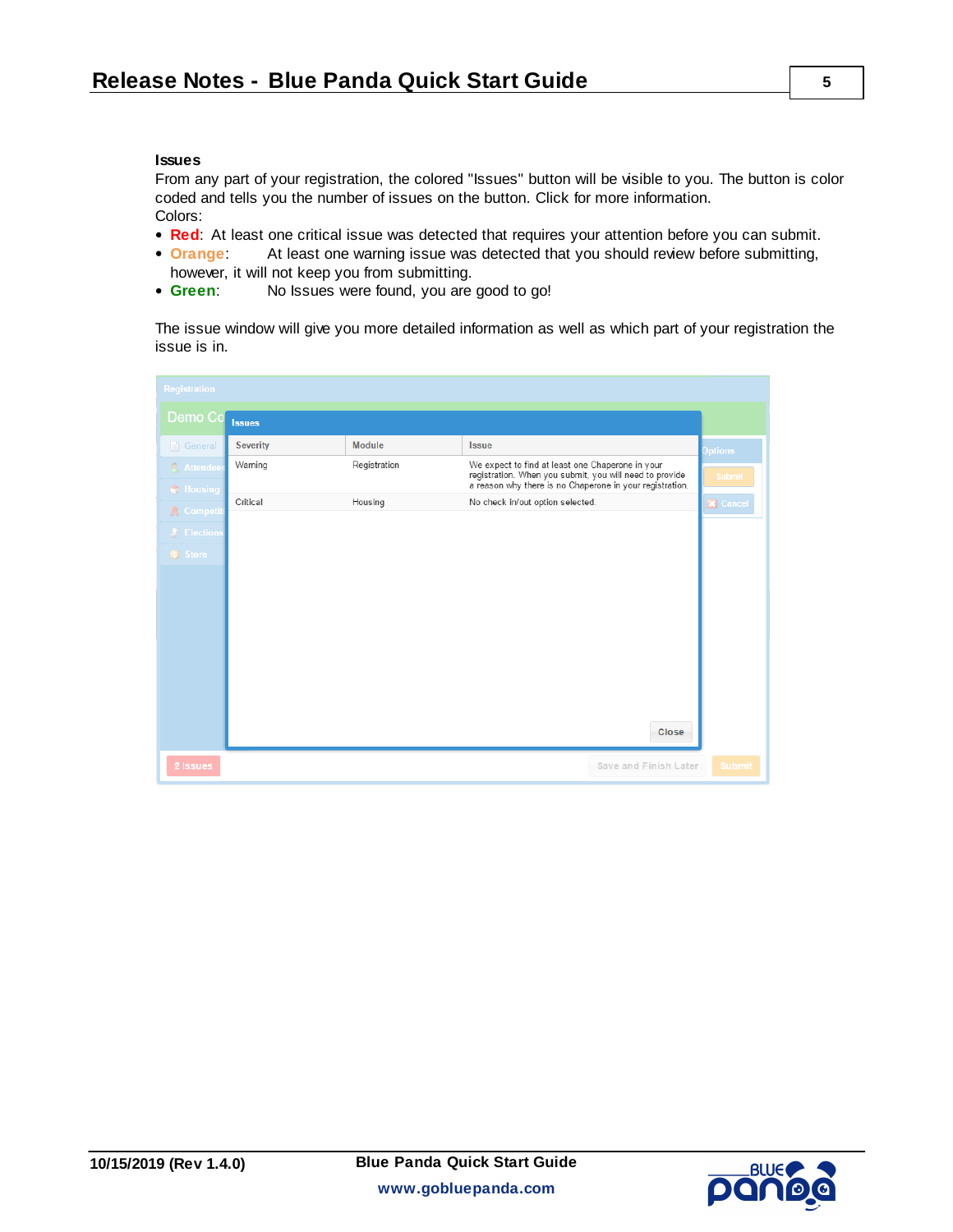### Issues

From any part of your registration, the colored "Issues" button will be visible to you. The button is color coded and tells you the number of issues on the button. Click for more information.

Colors:

- **Red**: At least one critical issue was detected that requires your attention before you can submit.
- **Orange**: At least one warning issue was detected that you should review before submitting, however, it will not keep you from submitting.
- **Green**: No Issues were found, you are good to go!

The issue window will give you more detailed information as well as which part of your registration the issue is in.

| Severity | Module | Issue |
| --- | --- | --- |
| Warning | Registration | We expect to find at least one Chaperone in your registration. When you submit, you will need to provide a reason why there is no Chaperone in your registration. |
| Critical | Housing | No check in/out option selected. |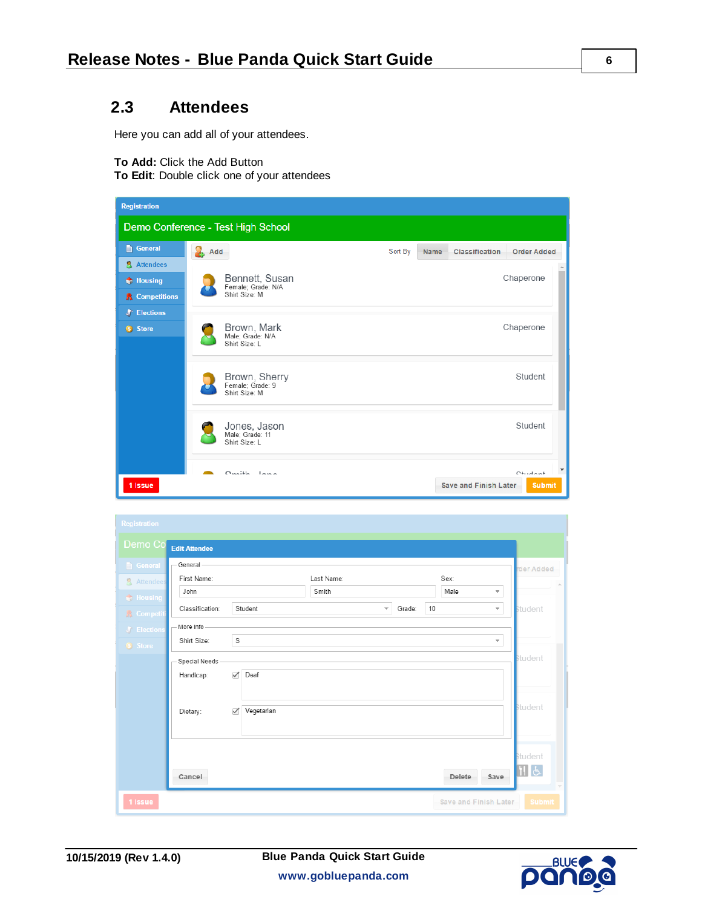## 2.3 Attendees

Here you can add all of your attendees.

**To Add:** Click the Add Button
**To Edit**: Double click one of your attendees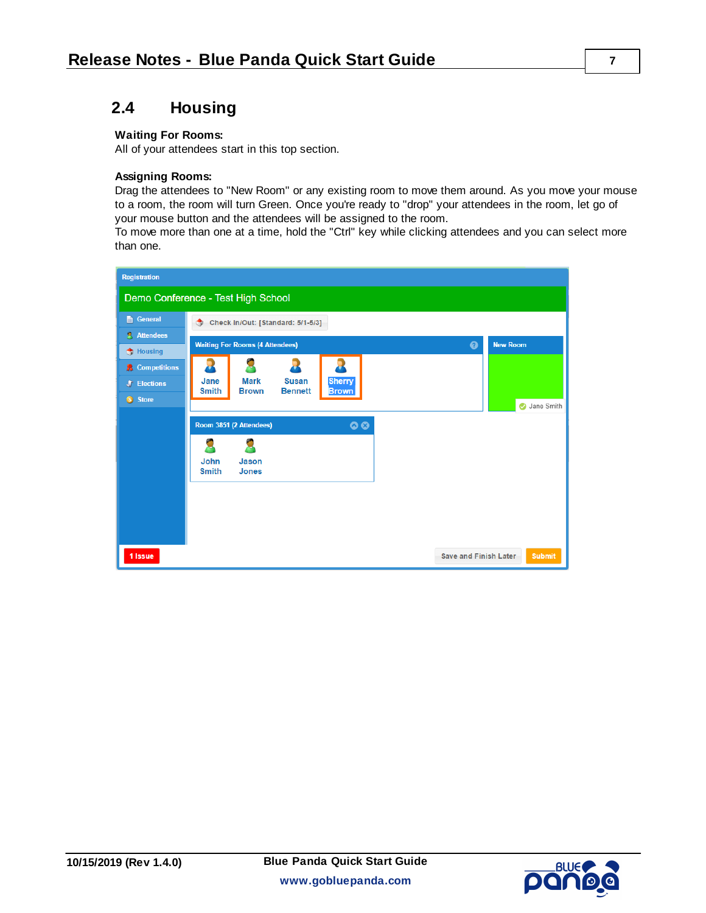## 2.4 Housing

**Waiting For Rooms:**
All of your attendees start in this top section.

**Assigning Rooms:**
Drag the attendees to "New Room" or any existing room to move them around. As you move your mouse to a room, the room will turn Green. Once you're ready to "drop" your attendees in the room, let go of your mouse button and the attendees will be assigned to the room.
To move more than one at a time, hold the "Ctrl" key while clicking attendees and you can select more than one.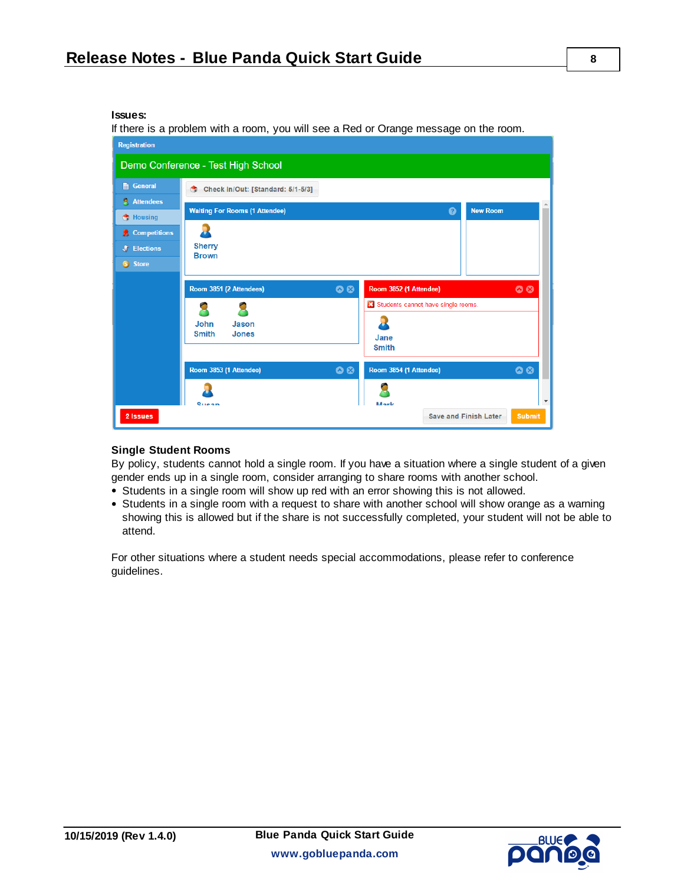**Issues:**

If there is a problem with a room, you will see a Red or Orange message on the room.

**Single Student Rooms**

By policy, students cannot hold a single room. If you have a situation where a single student of a given gender ends up in a single room, consider arranging to share rooms with another school.

- Students in a single room will show up red with an error showing this is not allowed.
- Students in a single room with a request to share with another school will show orange as a warning showing this is allowed but if the share is not successfully completed, your student will not be able to attend.

For other situations where a student needs special accommodations, please refer to conference guidelines.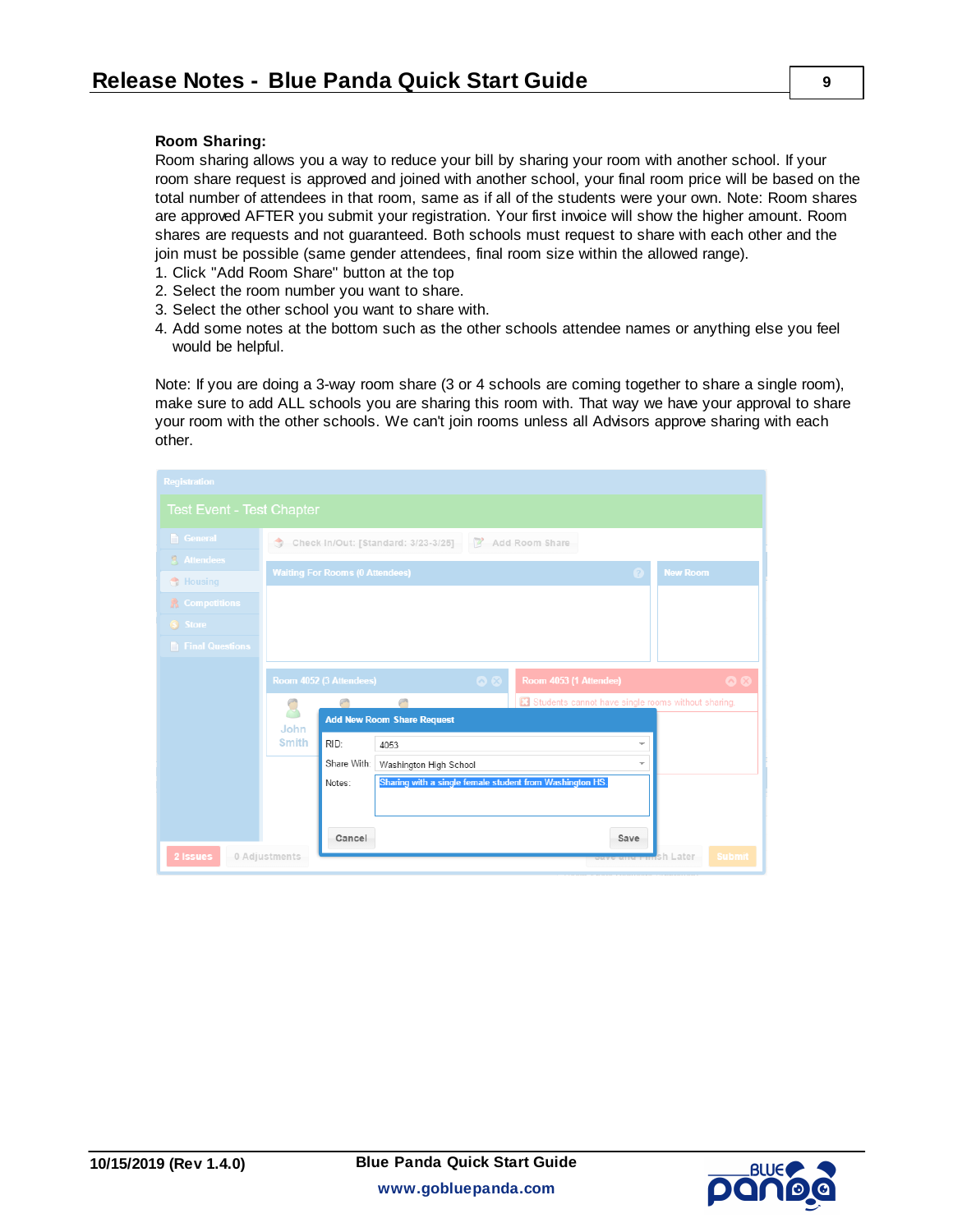**Room Sharing:**

Room sharing allows you a way to reduce your bill by sharing your room with another school. If your room share request is approved and joined with another school, your final room price will be based on the total number of attendees in that room, same as if all of the students were your own. Note: Room shares are approved AFTER you submit your registration. Your first invoice will show the higher amount. Room shares are requests and not guaranteed. Both schools must request to share with each other and the join must be possible (same gender attendees, final room size within the allowed range).

1. Click "Add Room Share" button at the top
2. Select the room number you want to share.
3. Select the other school you want to share with.
4. Add some notes at the bottom such as the other schools attendee names or anything else you feel would be helpful.

Note: If you are doing a 3-way room share (3 or 4 schools are coming together to share a single room), make sure to add ALL schools you are sharing this room with. That way we have your approval to share your room with the other schools. We can't join rooms unless all Advisors approve sharing with each other.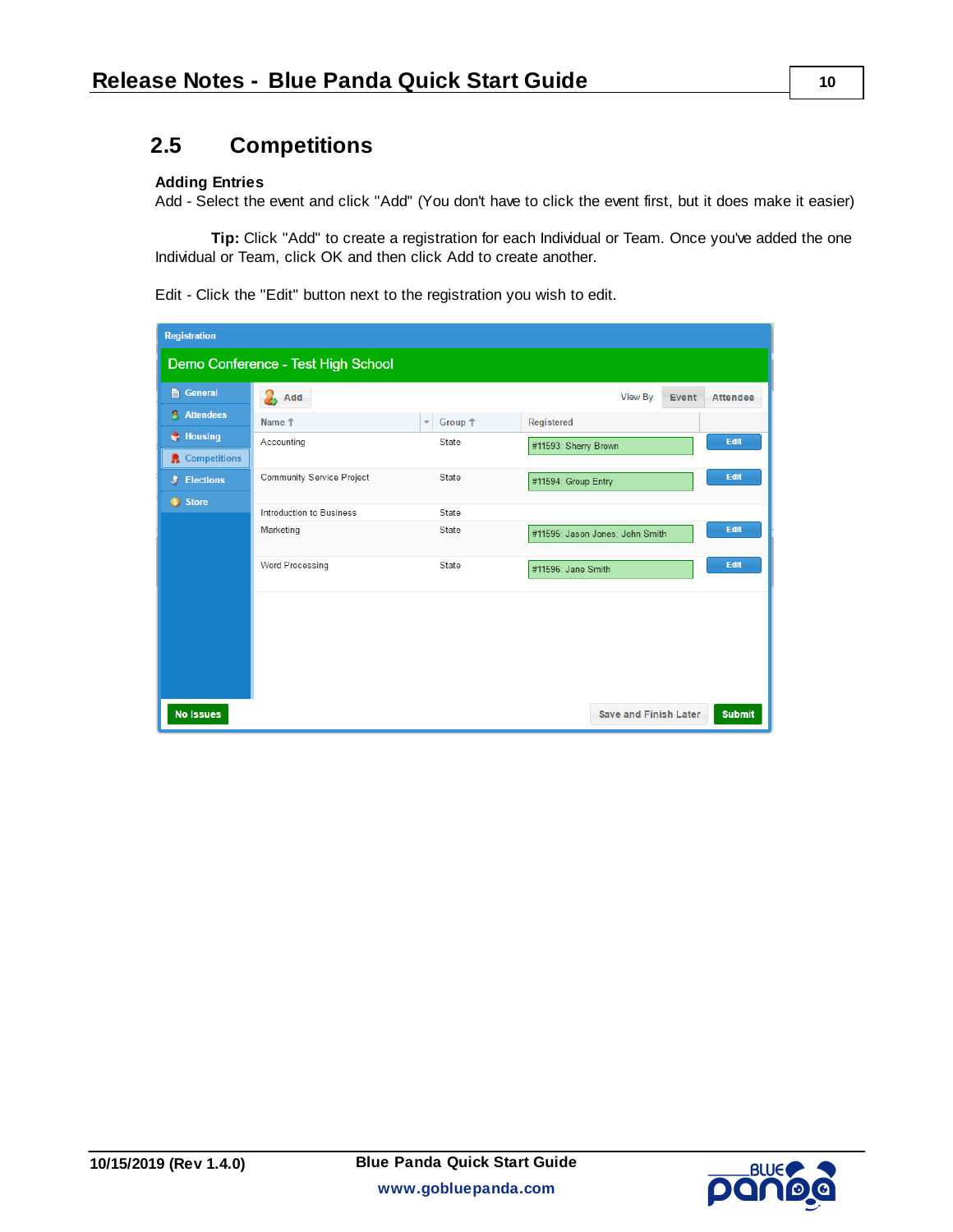## 2.5 Competitions

**Adding Entries**

Add - Select the event and click "Add" (You don't have to click the event first, but it does make it easier)

**Tip:** Click "Add" to create a registration for each Individual or Team. Once you've added the one Individual or Team, click OK and then click Add to create another.

Edit - Click the "Edit" button next to the registration you wish to edit.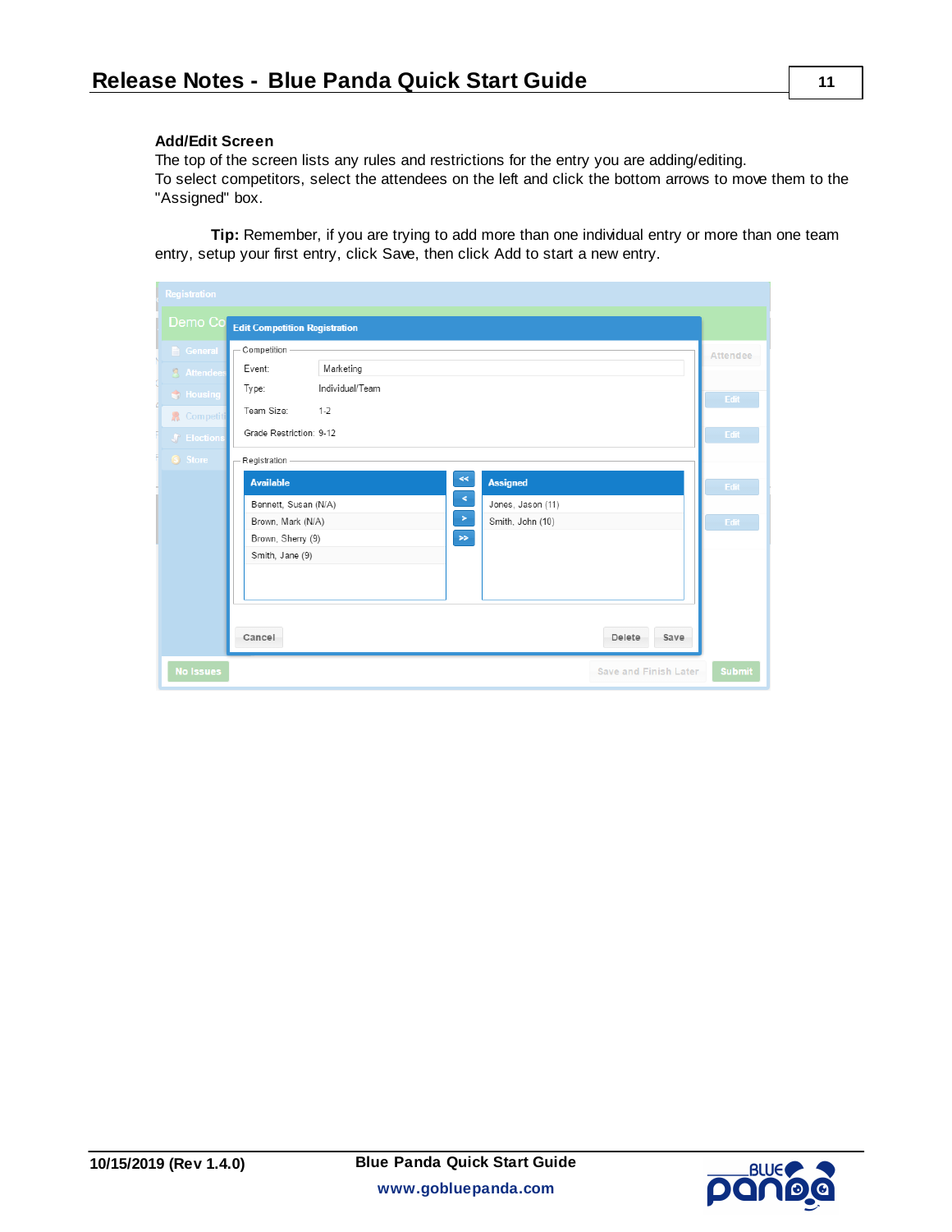**Add/Edit Screen**

The top of the screen lists any rules and restrictions for the entry you are adding/editing.

To select competitors, select the attendees on the left and click the bottom arrows to move them to the "Assigned" box.

**Tip:** Remember, if you are trying to add more than one individual entry or more than one team entry, setup your first entry, click Save, then click Add to start a new entry.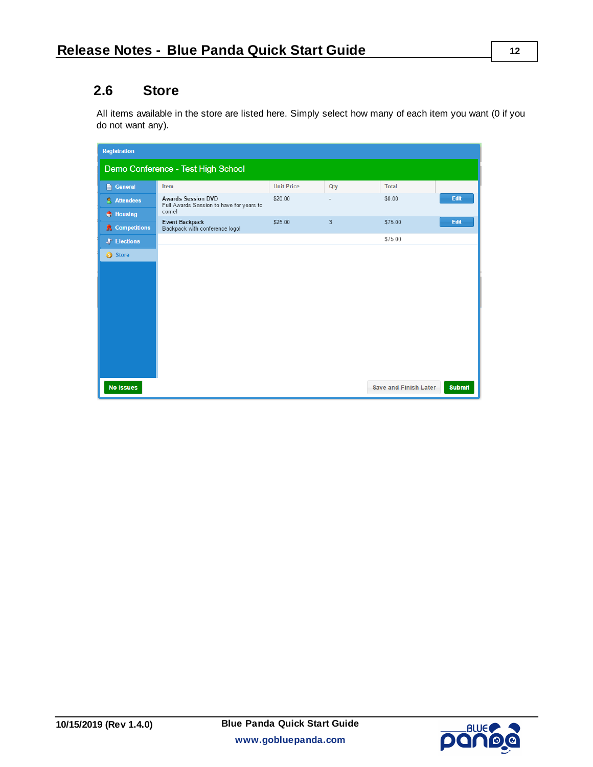## 2.6 Store

All items available in the store are listed here. Simply select how many of each item you want (0 if you do not want any).

Registration

Demo Conference - Test High School

- General
- Attendees
- Housing
- Competitions
- Elections
- Store

| Item | Unit Price | Qty | Total | |
|---|---|---|---|---|
| Awards Session DVD<br>Full Awards Session to have for years to come! | $20.00 | - | $0.00 | Edit |
| Event Backpack<br>Backpack with conference logo! | $25.00 | 3 | $75.00 | Edit |
| | | | $75.00 | |

No Issues

Save and Finish Later

Submit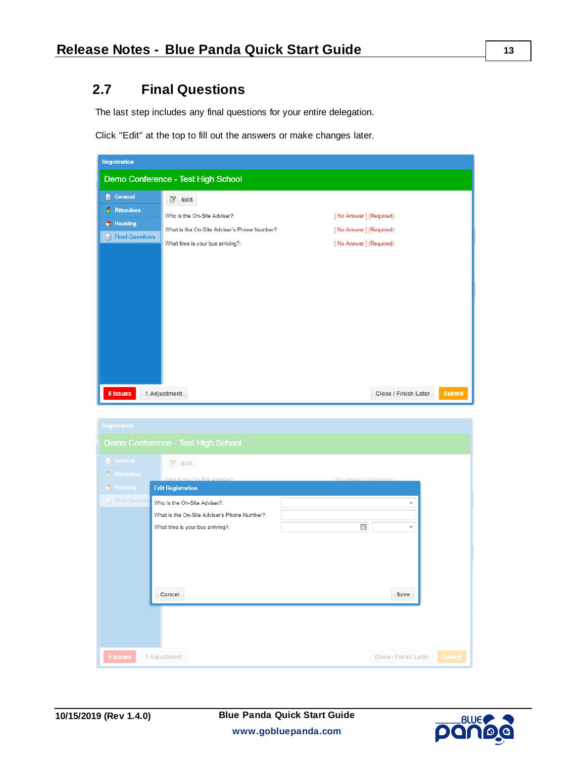## 2.7 Final Questions

The last step includes any final questions for your entire delegation.

Click "Edit" at the top to fill out the answers or make changes later.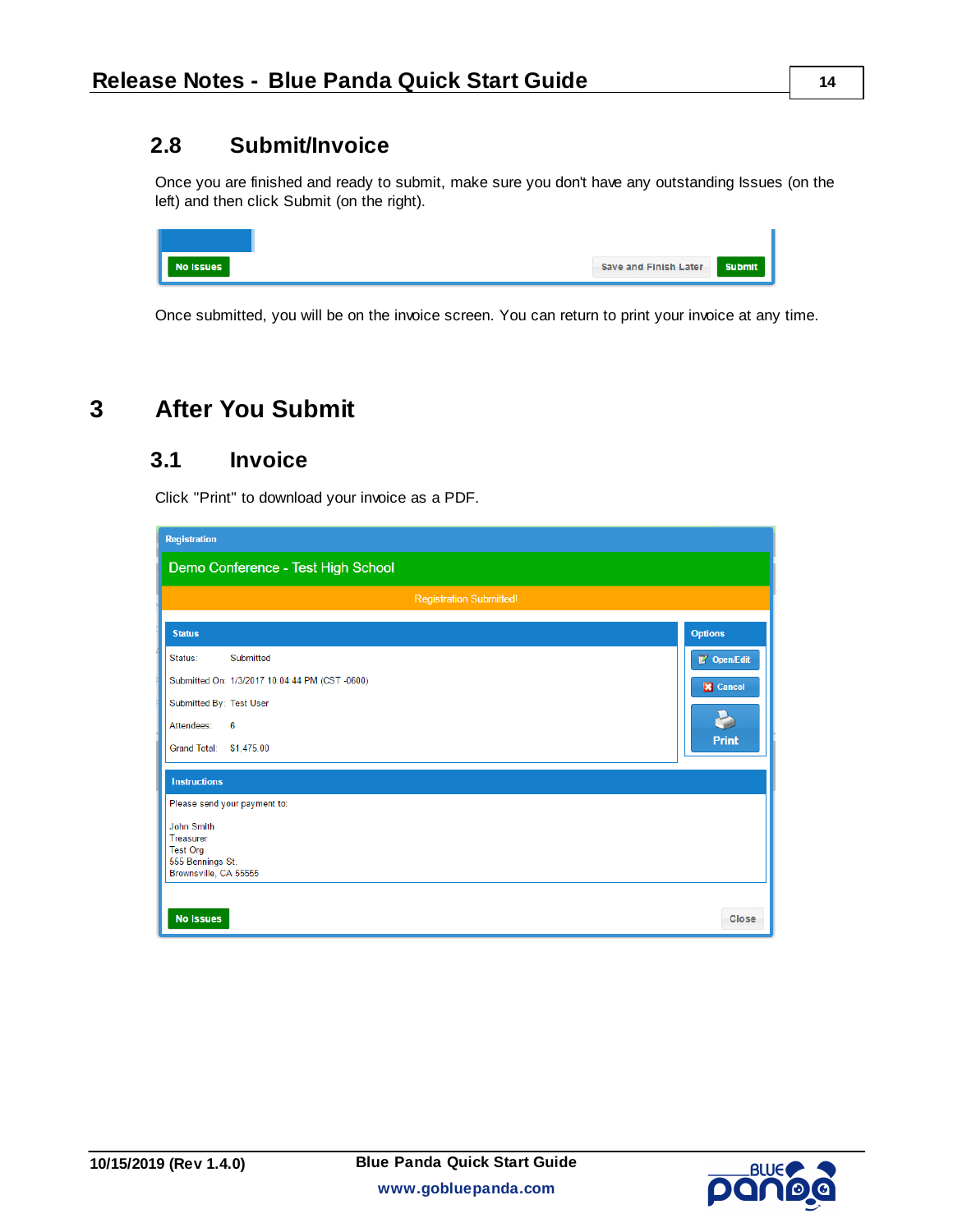## 2.8 Submit/Invoice

Once you are finished and ready to submit, make sure you don't have any outstanding Issues (on the left) and then click Submit (on the right).

Once submitted, you will be on the invoice screen. You can return to print your invoice at any time.

# 3 After You Submit

## 3.1 Invoice

Click "Print" to download your invoice as a PDF.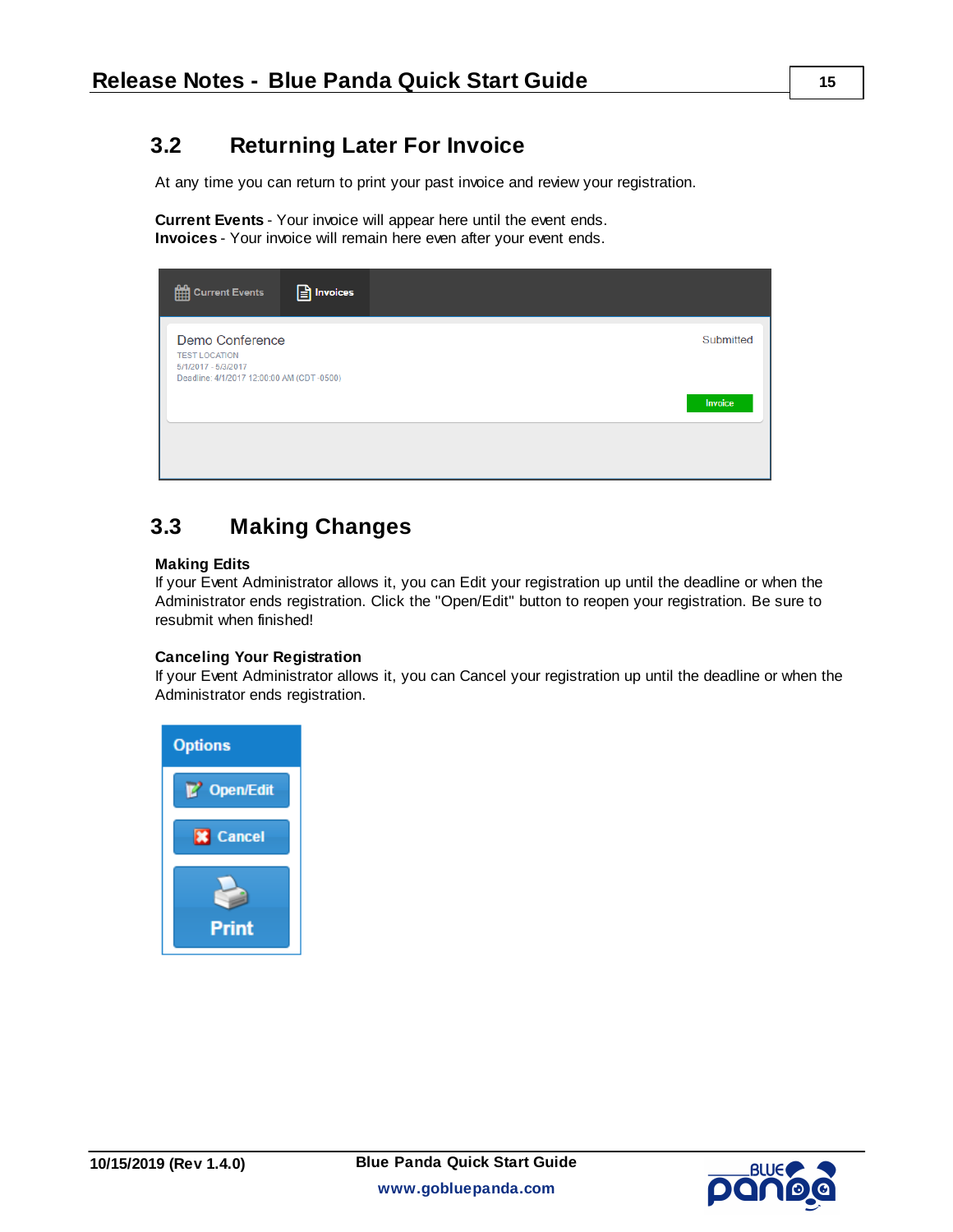## 3.2 Returning Later For Invoice

At any time you can return to print your past invoice and review your registration.

**Current Events** - Your invoice will appear here until the event ends.
**Invoices** - Your invoice will remain here even after your event ends.

## 3.3 Making Changes

**Making Edits**
If your Event Administrator allows it, you can Edit your registration up until the deadline or when the Administrator ends registration. Click the "Open/Edit" button to reopen your registration. Be sure to resubmit when finished!

**Canceling Your Registration**
If your Event Administrator allows it, you can Cancel your registration up until the deadline or when the Administrator ends registration.